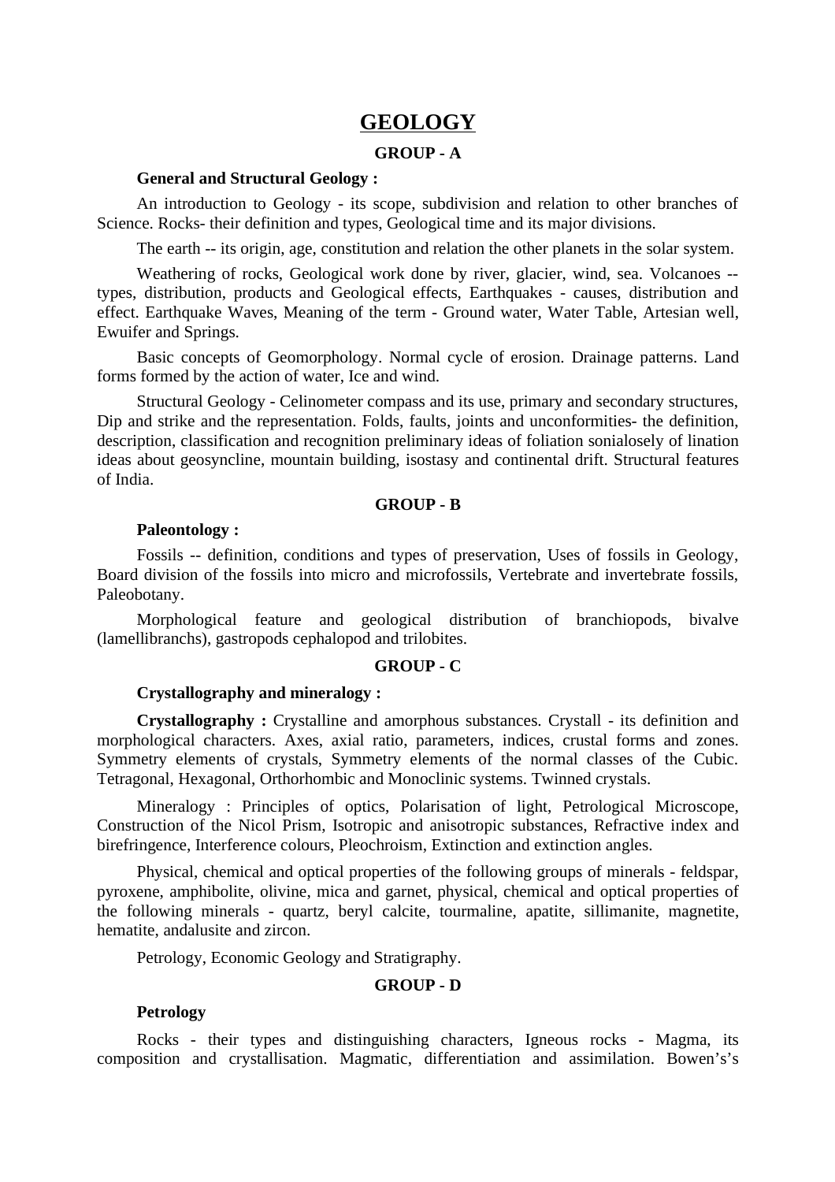# GEOLOGY

## GROUP - A

**General and Structural Geology :**

An introduction to Geology - its scope, subdivision and relation to other branches of Science. Rocks- their definition and types, Geological time and its major divisions.

The earth -- its origin, age, constitution and relation the other planets in the solar system.

Weathering of rocks, Geological work done by river, glacier, wind, sea. Volcanoes -- types, distribution, products and Geological effects, Earthquakes - causes, distribution and effect. Earthquake Waves, Meaning of the term - Ground water, Water Table, Artesian well, Ewuifer and Springs.

Basic concepts of Geomorphology. Normal cycle of erosion. Drainage patterns. Land forms formed by the action of water, Ice and wind.

Structural Geology - Celinometer compass and its use, primary and secondary structures, Dip and strike and the representation. Folds, faults, joints and unconformities- the definition, description, classification and recognition preliminary ideas of foliation sonialosely of lination ideas about geosyncline, mountain building, isostasy and continental drift. Structural features of India.

## GROUP - B

**Paleontology :**

Fossils -- definition, conditions and types of preservation, Uses of fossils in Geology, Board division of the fossils into micro and microfossils, Vertebrate and invertebrate fossils, Paleobotany.

Morphological feature and geological distribution of branchiopods, bivalve (lamellibranchs), gastropods cephalopod and trilobites.

## GROUP - C

**Crystallography and mineralogy :**

**Crystallography :** Crystalline and amorphous substances. Crystall - its definition and morphological characters. Axes, axial ratio, parameters, indices, crustal forms and zones. Symmetry elements of crystals, Symmetry elements of the normal classes of the Cubic. Tetragonal, Hexagonal, Orthorhombic and Monoclinic systems. Twinned crystals.

Mineralogy : Principles of optics, Polarisation of light, Petrological Microscope, Construction of the Nicol Prism, Isotropic and anisotropic substances, Refractive index and birefringence, Interference colours, Pleochroism, Extinction and extinction angles.

Physical, chemical and optical properties of the following groups of minerals - feldspar, pyroxene, amphibolite, olivine, mica and garnet, physical, chemical and optical properties of the following minerals - quartz, beryl calcite, tourmaline, apatite, sillimanite, magnetite, hematite, andalusite and zircon.

Petrology, Economic Geology and Stratigraphy.

## GROUP - D

**Petrology**

Rocks - their types and distinguishing characters, Igneous rocks - Magma, its composition and crystallisation. Magmatic, differentiation and assimilation. Bowen's's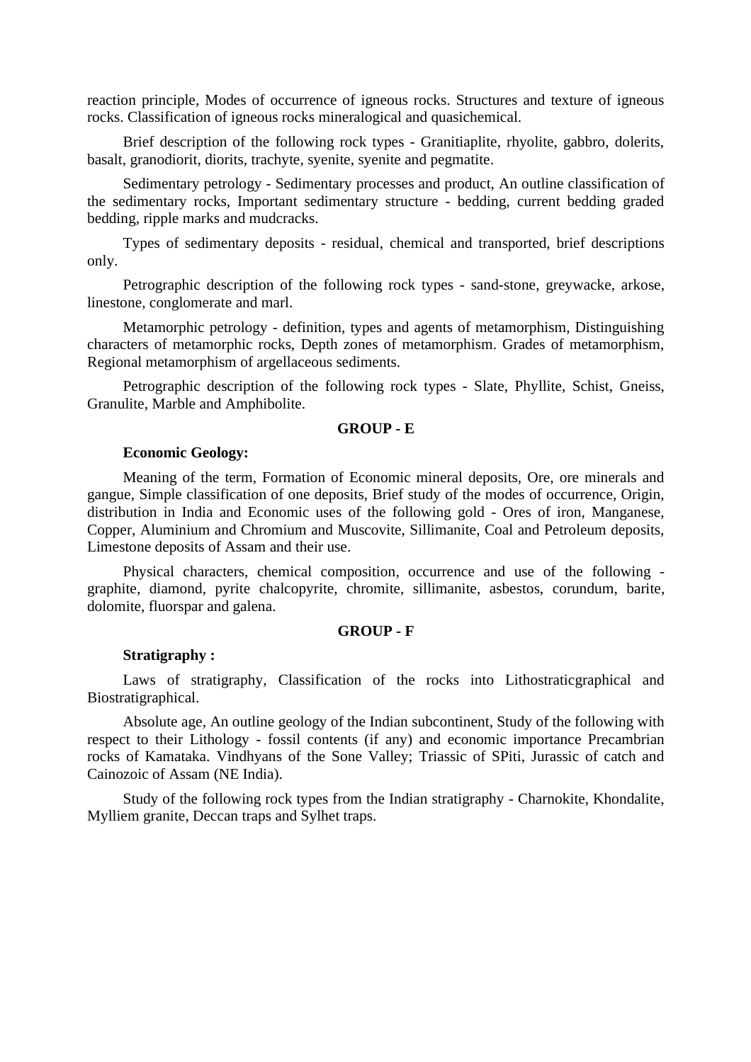reaction principle, Modes of occurrence of igneous rocks. Structures and texture of igneous rocks. Classification of igneous rocks mineralogical and quasichemical.

Brief description of the following rock types - Granitiaplite, rhyolite, gabbro, dolerits, basalt, granodiorit, diorits, trachyte, syenite, syenite and pegmatite.

Sedimentary petrology - Sedimentary processes and product, An outline classification of the sedimentary rocks, Important sedimentary structure - bedding, current bedding graded bedding, ripple marks and mudcracks.

Types of sedimentary deposits - residual, chemical and transported, brief descriptions only.

Petrographic description of the following rock types - sand-stone, greywacke, arkose, linestone, conglomerate and marl.

Metamorphic petrology - definition, types and agents of metamorphism, Distinguishing characters of metamorphic rocks, Depth zones of metamorphism. Grades of metamorphism, Regional metamorphism of argellaceous sediments.

Petrographic description of the following rock types - Slate, Phyllite, Schist, Gneiss, Granulite, Marble and Amphibolite.

## GROUP - E

**Economic Geology:**

Meaning of the term, Formation of Economic mineral deposits, Ore, ore minerals and gangue, Simple classification of one deposits, Brief study of the modes of occurrence, Origin, distribution in India and Economic uses of the following gold - Ores of iron, Manganese, Copper, Aluminium and Chromium and Muscovite, Sillimanite, Coal and Petroleum deposits, Limestone deposits of Assam and their use.

Physical characters, chemical composition, occurrence and use of the following - graphite, diamond, pyrite chalcopyrite, chromite, sillimanite, asbestos, corundum, barite, dolomite, fluorspar and galena.

## GROUP - F

**Stratigraphy :**

Laws of stratigraphy, Classification of the rocks into Lithostraticgraphical and Biostratigraphical.

Absolute age, An outline geology of the Indian subcontinent, Study of the following with respect to their Lithology - fossil contents (if any) and economic importance Precambrian rocks of Kamataka. Vindhyans of the Sone Valley; Triassic of SPiti, Jurassic of catch and Cainozoic of Assam (NE India).

Study of the following rock types from the Indian stratigraphy - Charnokite, Khondalite, Mylliem granite, Deccan traps and Sylhet traps.